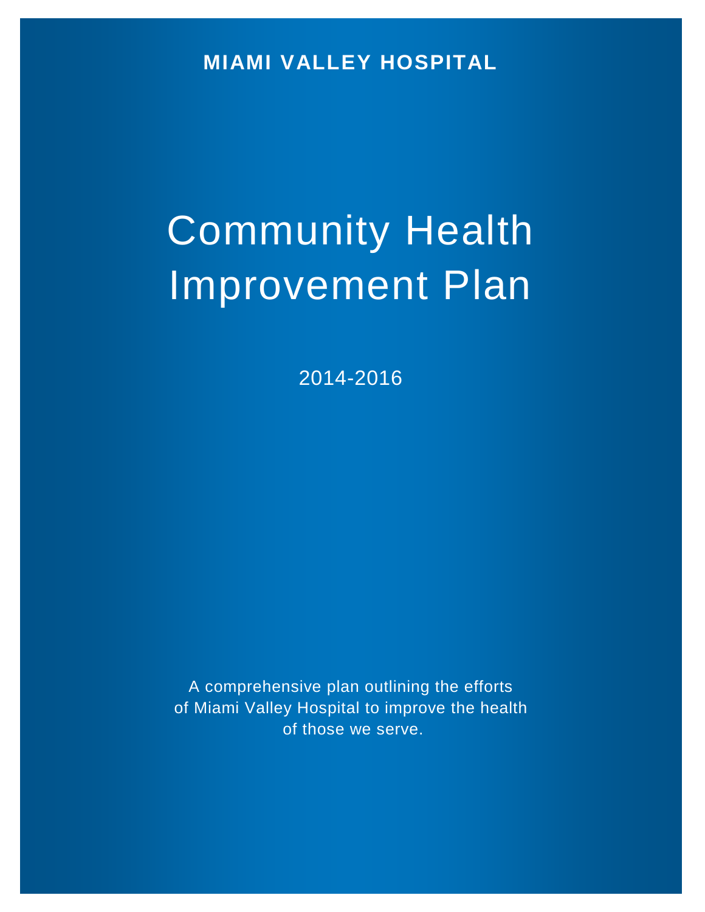**MIAMI VALLEY HOSPITAL**

# Community Health Improvement Plan

2014-2016

A comprehensive plan outlining the efforts of Miami Valley Hospital to improve the health of those we serve.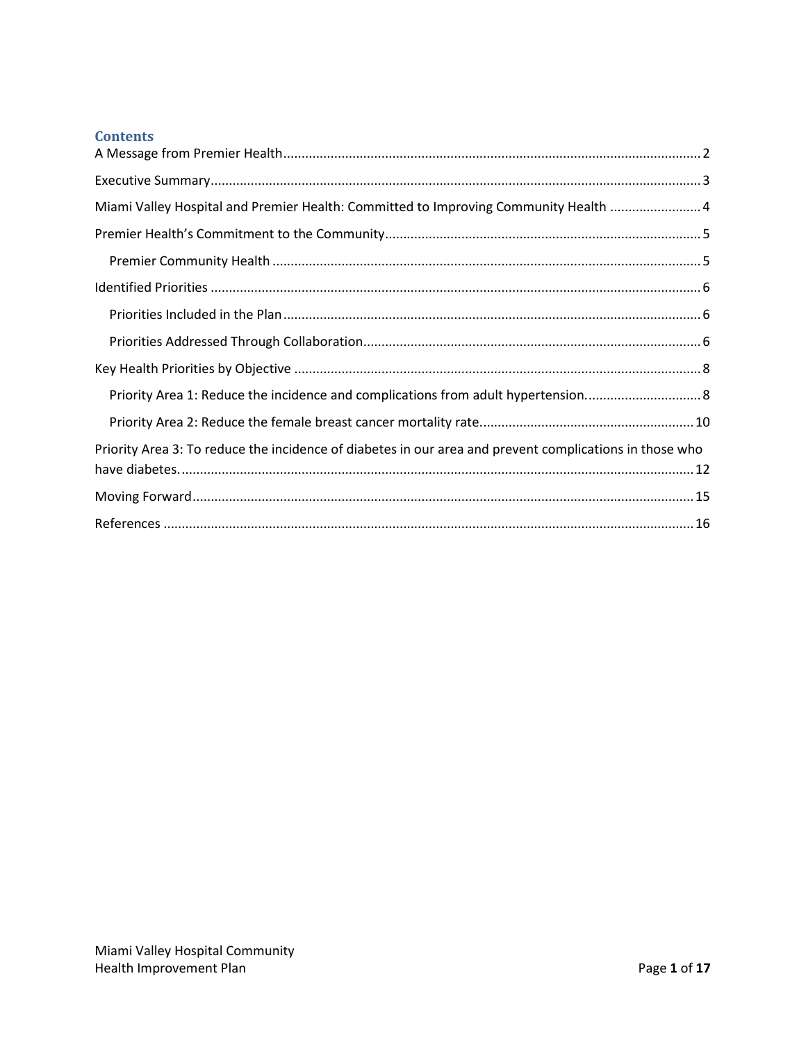## Contents

A Message from Premier Health .......... 2

Executive Summary .......... 3

Miami Valley Hospital and Premier Health: Committed to Improving Community Health .......... 4

Premier Health's Commitment to the Community .......... 5

- Premier Community Health .......... 5

Identified Priorities .......... 6

- Priorities Included in the Plan .......... 6
- Priorities Addressed Through Collaboration .......... 6

Key Health Priorities by Objective .......... 8

- Priority Area 1: Reduce the incidence and complications from adult hypertension. .......... 8
- Priority Area 2: Reduce the female breast cancer mortality rate. .......... 10

Priority Area 3: To reduce the incidence of diabetes in our area and prevent complications in those who have diabetes. .......... 12

Moving Forward .......... 15

References .......... 16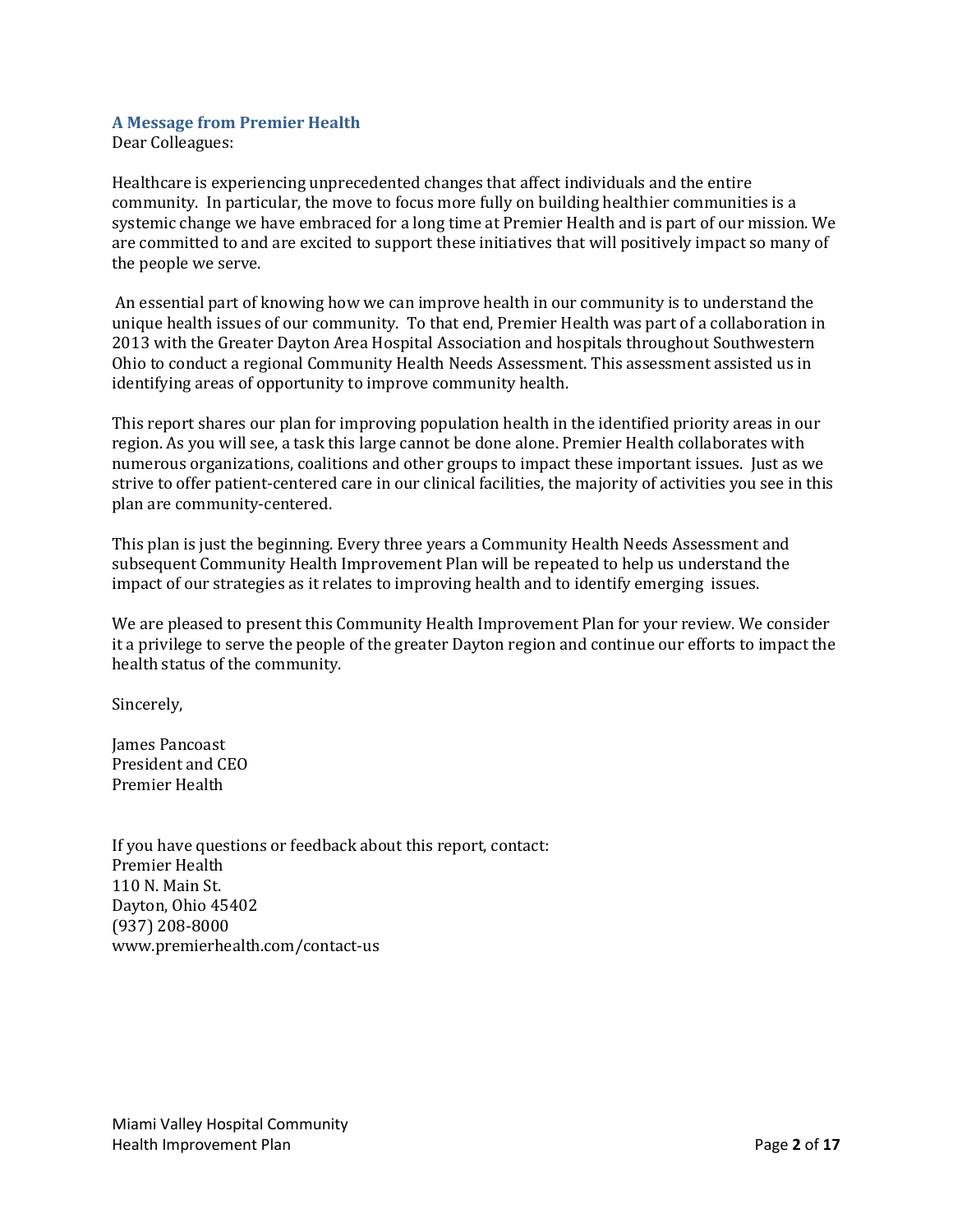### A Message from Premier Health

Dear Colleagues:

Healthcare is experiencing unprecedented changes that affect individuals and the entire community. In particular, the move to focus more fully on building healthier communities is a systemic change we have embraced for a long time at Premier Health and is part of our mission. We are committed to and are excited to support these initiatives that will positively impact so many of the people we serve.

An essential part of knowing how we can improve health in our community is to understand the unique health issues of our community. To that end, Premier Health was part of a collaboration in 2013 with the Greater Dayton Area Hospital Association and hospitals throughout Southwestern Ohio to conduct a regional Community Health Needs Assessment. This assessment assisted us in identifying areas of opportunity to improve community health.

This report shares our plan for improving population health in the identified priority areas in our region. As you will see, a task this large cannot be done alone. Premier Health collaborates with numerous organizations, coalitions and other groups to impact these important issues. Just as we strive to offer patient-centered care in our clinical facilities, the majority of activities you see in this plan are community-centered.

This plan is just the beginning. Every three years a Community Health Needs Assessment and subsequent Community Health Improvement Plan will be repeated to help us understand the impact of our strategies as it relates to improving health and to identify emerging issues.

We are pleased to present this Community Health Improvement Plan for your review. We consider it a privilege to serve the people of the greater Dayton region and continue our efforts to impact the health status of the community.

Sincerely,

James Pancoast
President and CEO
Premier Health

If you have questions or feedback about this report, contact:
Premier Health
110 N. Main St.
Dayton, Ohio 45402
(937) 208-8000
www.premierhealth.com/contact-us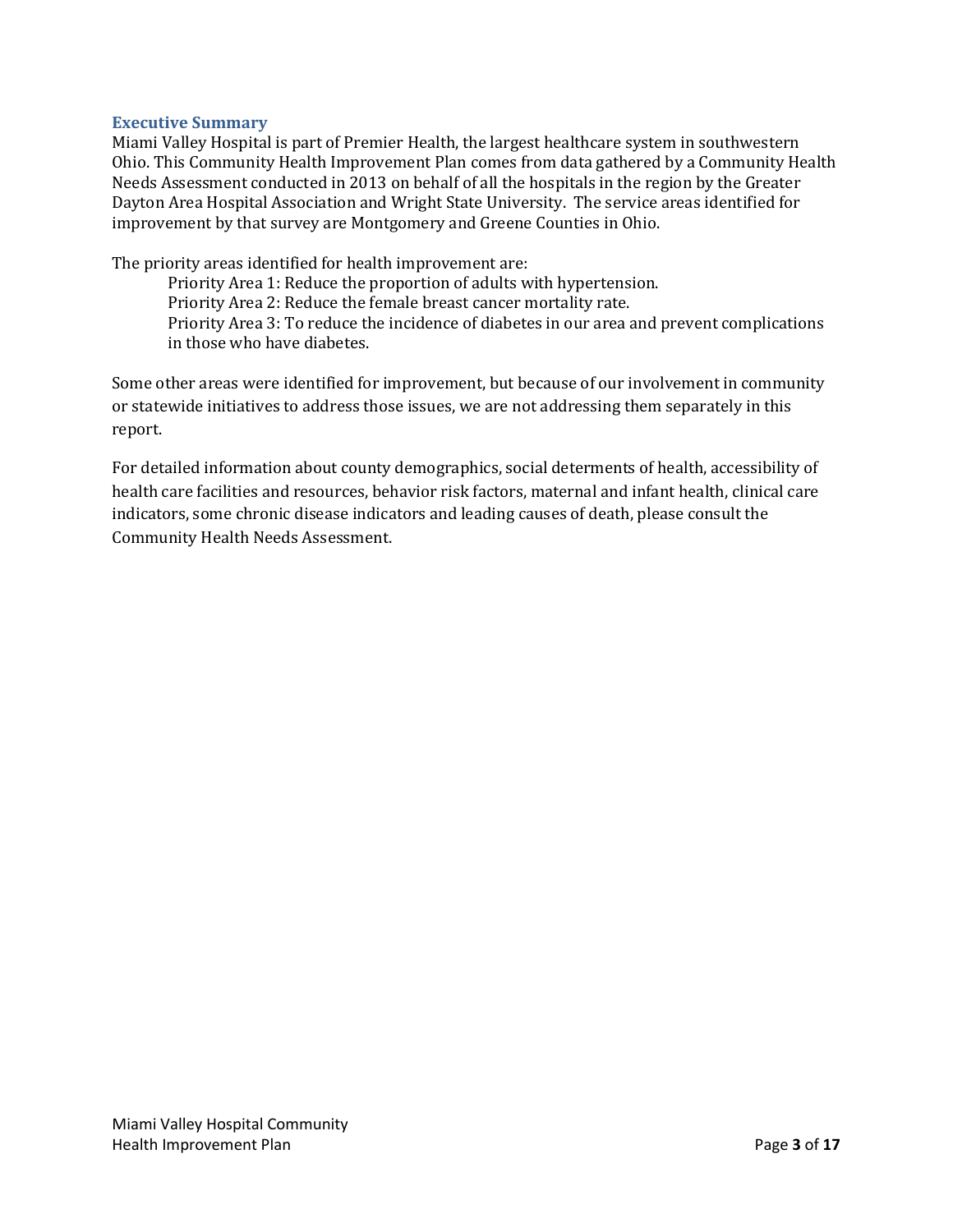## Executive Summary

Miami Valley Hospital is part of Premier Health, the largest healthcare system in southwestern Ohio. This Community Health Improvement Plan comes from data gathered by a Community Health Needs Assessment conducted in 2013 on behalf of all the hospitals in the region by the Greater Dayton Area Hospital Association and Wright State University. The service areas identified for improvement by that survey are Montgomery and Greene Counties in Ohio.

The priority areas identified for health improvement are:

Priority Area 1: Reduce the proportion of adults with hypertension.
Priority Area 2: Reduce the female breast cancer mortality rate.
Priority Area 3: To reduce the incidence of diabetes in our area and prevent complications in those who have diabetes.

Some other areas were identified for improvement, but because of our involvement in community or statewide initiatives to address those issues, we are not addressing them separately in this report.

For detailed information about county demographics, social determents of health, accessibility of health care facilities and resources, behavior risk factors, maternal and infant health, clinical care indicators, some chronic disease indicators and leading causes of death, please consult the Community Health Needs Assessment.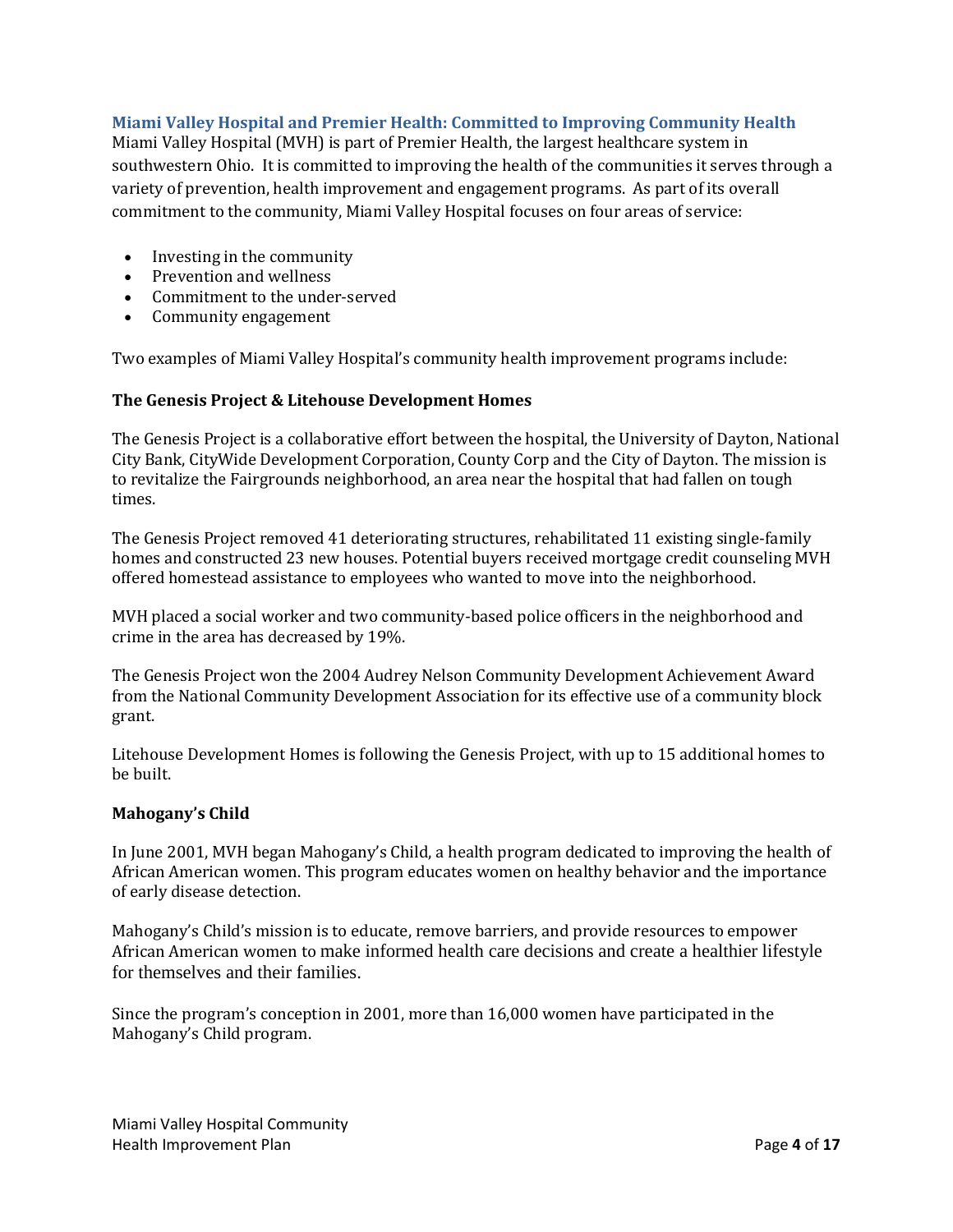## Miami Valley Hospital and Premier Health: Committed to Improving Community Health

Miami Valley Hospital (MVH) is part of Premier Health, the largest healthcare system in southwestern Ohio. It is committed to improving the health of the communities it serves through a variety of prevention, health improvement and engagement programs. As part of its overall commitment to the community, Miami Valley Hospital focuses on four areas of service:

- Investing in the community
- Prevention and wellness
- Commitment to the under-served
- Community engagement

Two examples of Miami Valley Hospital's community health improvement programs include:

### The Genesis Project & Litehouse Development Homes

The Genesis Project is a collaborative effort between the hospital, the University of Dayton, National City Bank, CityWide Development Corporation, County Corp and the City of Dayton. The mission is to revitalize the Fairgrounds neighborhood, an area near the hospital that had fallen on tough times.

The Genesis Project removed 41 deteriorating structures, rehabilitated 11 existing single-family homes and constructed 23 new houses. Potential buyers received mortgage credit counseling MVH offered homestead assistance to employees who wanted to move into the neighborhood.

MVH placed a social worker and two community-based police officers in the neighborhood and crime in the area has decreased by 19%.

The Genesis Project won the 2004 Audrey Nelson Community Development Achievement Award from the National Community Development Association for its effective use of a community block grant.

Litehouse Development Homes is following the Genesis Project, with up to 15 additional homes to be built.

### Mahogany's Child

In June 2001, MVH began Mahogany's Child, a health program dedicated to improving the health of African American women. This program educates women on healthy behavior and the importance of early disease detection.

Mahogany's Child's mission is to educate, remove barriers, and provide resources to empower African American women to make informed health care decisions and create a healthier lifestyle for themselves and their families.

Since the program's conception in 2001, more than 16,000 women have participated in the Mahogany's Child program.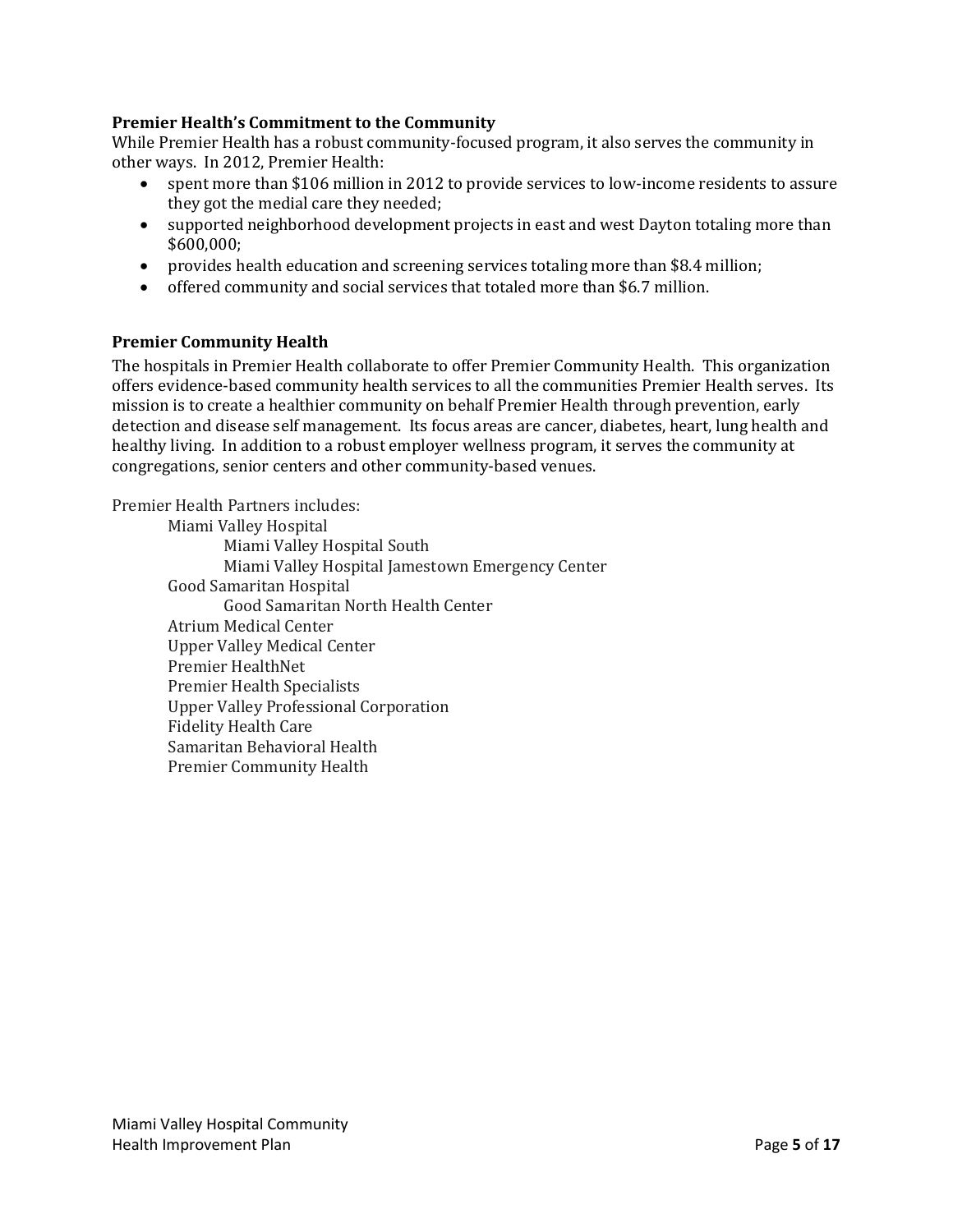### Premier Health's Commitment to the Community

While Premier Health has a robust community-focused program, it also serves the community in other ways. In 2012, Premier Health:

- spent more than $106 million in 2012 to provide services to low-income residents to assure they got the medial care they needed;
- supported neighborhood development projects in east and west Dayton totaling more than $600,000;
- provides health education and screening services totaling more than $8.4 million;
- offered community and social services that totaled more than $6.7 million.

### Premier Community Health

The hospitals in Premier Health collaborate to offer Premier Community Health. This organization offers evidence-based community health services to all the communities Premier Health serves. Its mission is to create a healthier community on behalf Premier Health through prevention, early detection and disease self management. Its focus areas are cancer, diabetes, heart, lung health and healthy living. In addition to a robust employer wellness program, it serves the community at congregations, senior centers and other community-based venues.

Premier Health Partners includes:

- Miami Valley Hospital
  - Miami Valley Hospital South
  - Miami Valley Hospital Jamestown Emergency Center
- Good Samaritan Hospital
  - Good Samaritan North Health Center
- Atrium Medical Center
- Upper Valley Medical Center
- Premier HealthNet
- Premier Health Specialists
- Upper Valley Professional Corporation
- Fidelity Health Care
- Samaritan Behavioral Health
- Premier Community Health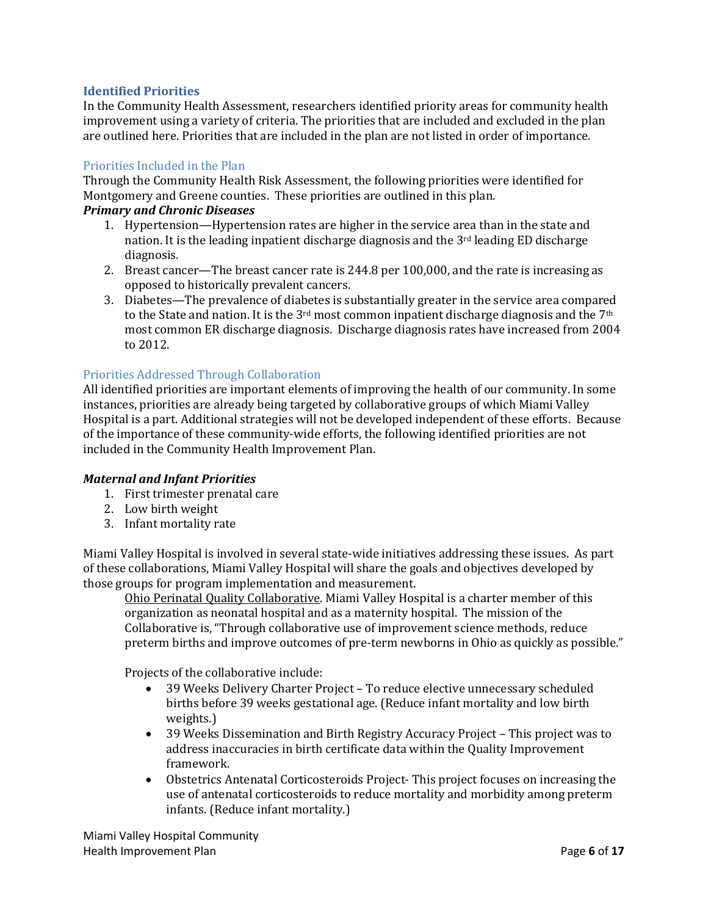## Identified Priorities

In the Community Health Assessment, researchers identified priority areas for community health improvement using a variety of criteria. The priorities that are included and excluded in the plan are outlined here. Priorities that are included in the plan are not listed in order of importance.

### Priorities Included in the Plan

Through the Community Health Risk Assessment, the following priorities were identified for Montgomery and Greene counties. These priorities are outlined in this plan.

***Primary and Chronic Diseases***

1. Hypertension—Hypertension rates are higher in the service area than in the state and nation. It is the leading inpatient discharge diagnosis and the 3rd leading ED discharge diagnosis.
2. Breast cancer—The breast cancer rate is 244.8 per 100,000, and the rate is increasing as opposed to historically prevalent cancers.
3. Diabetes—The prevalence of diabetes is substantially greater in the service area compared to the State and nation. It is the 3rd most common inpatient discharge diagnosis and the 7th most common ER discharge diagnosis. Discharge diagnosis rates have increased from 2004 to 2012.

### Priorities Addressed Through Collaboration

All identified priorities are important elements of improving the health of our community. In some instances, priorities are already being targeted by collaborative groups of which Miami Valley Hospital is a part. Additional strategies will not be developed independent of these efforts. Because of the importance of these community-wide efforts, the following identified priorities are not included in the Community Health Improvement Plan.

***Maternal and Infant Priorities***

1. First trimester prenatal care
2. Low birth weight
3. Infant mortality rate

Miami Valley Hospital is involved in several state-wide initiatives addressing these issues. As part of these collaborations, Miami Valley Hospital will share the goals and objectives developed by those groups for program implementation and measurement.

Ohio Perinatal Quality Collaborative. Miami Valley Hospital is a charter member of this organization as neonatal hospital and as a maternity hospital. The mission of the Collaborative is, "Through collaborative use of improvement science methods, reduce preterm births and improve outcomes of pre-term newborns in Ohio as quickly as possible."

Projects of the collaborative include:

- 39 Weeks Delivery Charter Project – To reduce elective unnecessary scheduled births before 39 weeks gestational age. (Reduce infant mortality and low birth weights.)
- 39 Weeks Dissemination and Birth Registry Accuracy Project – This project was to address inaccuracies in birth certificate data within the Quality Improvement framework.
- Obstetrics Antenatal Corticosteroids Project- This project focuses on increasing the use of antenatal corticosteroids to reduce mortality and morbidity among preterm infants. (Reduce infant mortality.)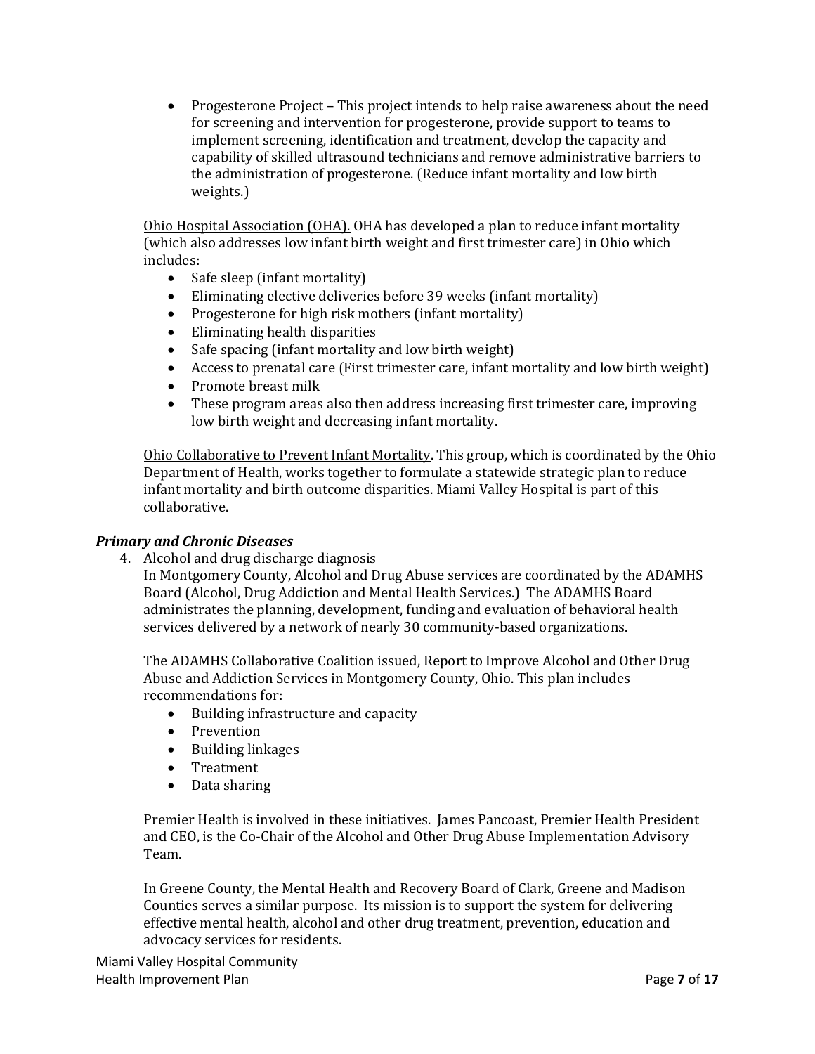- Progesterone Project – This project intends to help raise awareness about the need for screening and intervention for progesterone, provide support to teams to implement screening, identification and treatment, develop the capacity and capability of skilled ultrasound technicians and remove administrative barriers to the administration of progesterone. (Reduce infant mortality and low birth weights.)

Ohio Hospital Association (OHA). OHA has developed a plan to reduce infant mortality (which also addresses low infant birth weight and first trimester care) in Ohio which includes:

- Safe sleep (infant mortality)
- Eliminating elective deliveries before 39 weeks (infant mortality)
- Progesterone for high risk mothers (infant mortality)
- Eliminating health disparities
- Safe spacing (infant mortality and low birth weight)
- Access to prenatal care (First trimester care, infant mortality and low birth weight)
- Promote breast milk
- These program areas also then address increasing first trimester care, improving low birth weight and decreasing infant mortality.

Ohio Collaborative to Prevent Infant Mortality. This group, which is coordinated by the Ohio Department of Health, works together to formulate a statewide strategic plan to reduce infant mortality and birth outcome disparities. Miami Valley Hospital is part of this collaborative.

### *Primary and Chronic Diseases*

4. Alcohol and drug discharge diagnosis

   In Montgomery County, Alcohol and Drug Abuse services are coordinated by the ADAMHS Board (Alcohol, Drug Addiction and Mental Health Services.) The ADAMHS Board administrates the planning, development, funding and evaluation of behavioral health services delivered by a network of nearly 30 community-based organizations.

   The ADAMHS Collaborative Coalition issued, Report to Improve Alcohol and Other Drug Abuse and Addiction Services in Montgomery County, Ohio. This plan includes recommendations for:

   - Building infrastructure and capacity
   - Prevention
   - Building linkages
   - Treatment
   - Data sharing

   Premier Health is involved in these initiatives. James Pancoast, Premier Health President and CEO, is the Co-Chair of the Alcohol and Other Drug Abuse Implementation Advisory Team.

   In Greene County, the Mental Health and Recovery Board of Clark, Greene and Madison Counties serves a similar purpose. Its mission is to support the system for delivering effective mental health, alcohol and other drug treatment, prevention, education and advocacy services for residents.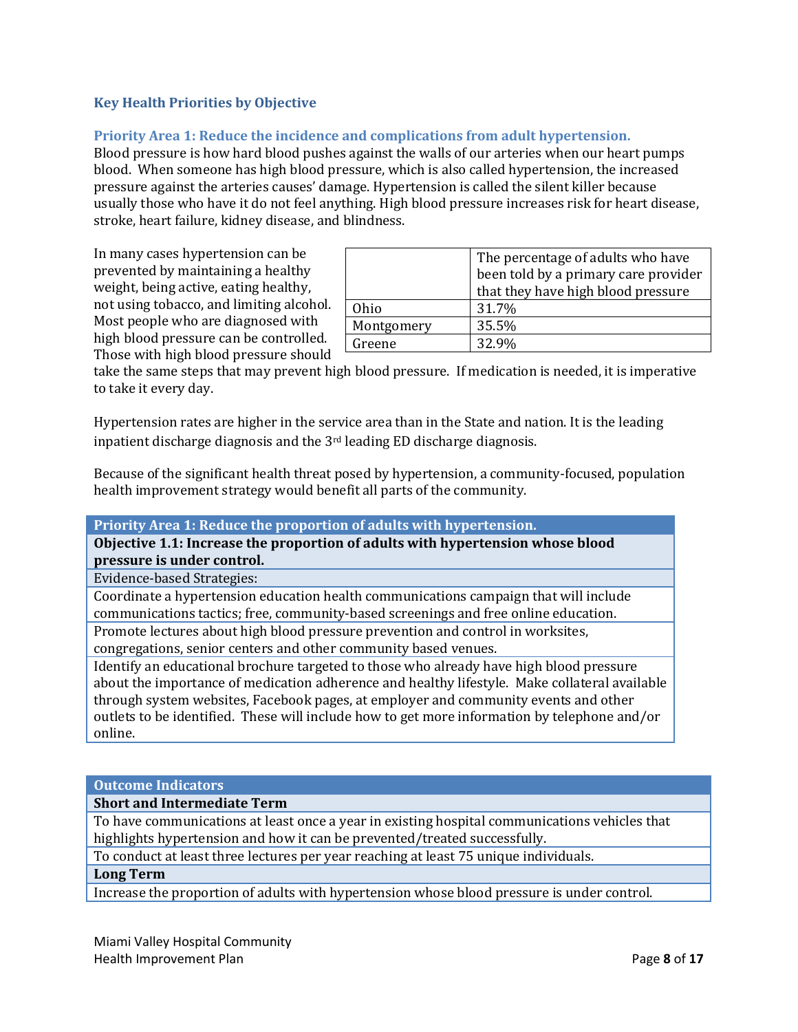## Key Health Priorities by Objective

### Priority Area 1: Reduce the incidence and complications from adult hypertension.

Blood pressure is how hard blood pushes against the walls of our arteries when our heart pumps blood. When someone has high blood pressure, which is also called hypertension, the increased pressure against the arteries causes' damage. Hypertension is called the silent killer because usually those who have it do not feel anything. High blood pressure increases risk for heart disease, stroke, heart failure, kidney disease, and blindness.

In many cases hypertension can be prevented by maintaining a healthy weight, being active, eating healthy, not using tobacco, and limiting alcohol. Most people who are diagnosed with high blood pressure can be controlled. Those with high blood pressure should take the same steps that may prevent high blood pressure. If medication is needed, it is imperative to take it every day.

| | The percentage of adults who have been told by a primary care provider that they have high blood pressure |
|---|---|
| Ohio | 31.7% |
| Montgomery | 35.5% |
| Greene | 32.9% |

Hypertension rates are higher in the service area than in the State and nation. It is the leading inpatient discharge diagnosis and the 3rd leading ED discharge diagnosis.

Because of the significant health threat posed by hypertension, a community-focused, population health improvement strategy would benefit all parts of the community.

| Priority Area 1: Reduce the proportion of adults with hypertension. |
|---|
| **Objective 1.1: Increase the proportion of adults with hypertension whose blood pressure is under control.** |
| Evidence-based Strategies: |
| Coordinate a hypertension education health communications campaign that will include communications tactics; free, community-based screenings and free online education. |
| Promote lectures about high blood pressure prevention and control in worksites, congregations, senior centers and other community based venues. |
| Identify an educational brochure targeted to those who already have high blood pressure about the importance of medication adherence and healthy lifestyle. Make collateral available through system websites, Facebook pages, at employer and community events and other outlets to be identified. These will include how to get more information by telephone and/or online. |

| Outcome Indicators |
|---|
| **Short and Intermediate Term** |
| To have communications at least once a year in existing hospital communications vehicles that highlights hypertension and how it can be prevented/treated successfully. |
| To conduct at least three lectures per year reaching at least 75 unique individuals. |
| **Long Term** |
| Increase the proportion of adults with hypertension whose blood pressure is under control. |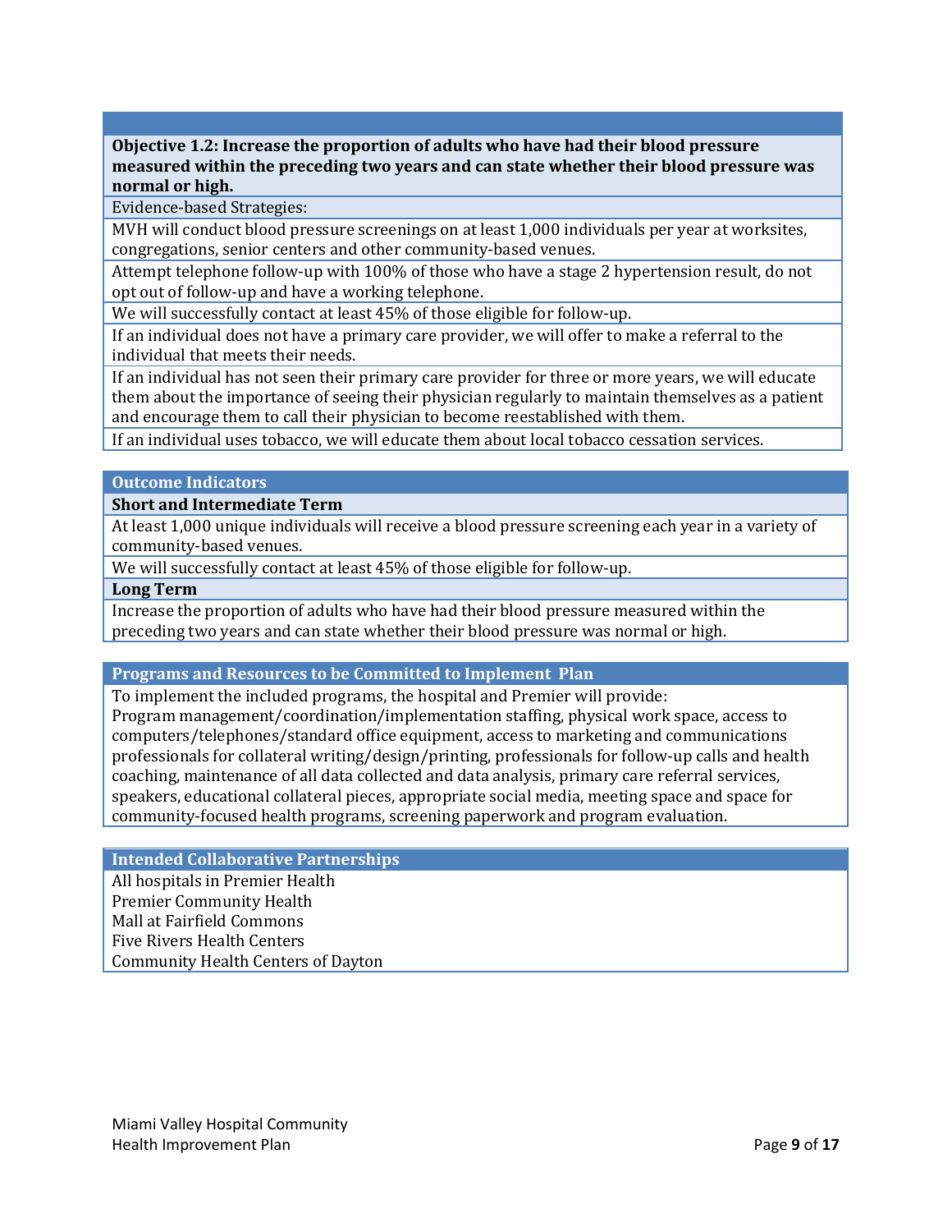**Objective 1.2: Increase the proportion of adults who have had their blood pressure measured within the preceding two years and can state whether their blood pressure was normal or high.**

Evidence-based Strategies:

MVH will conduct blood pressure screenings on at least 1,000 individuals per year at worksites, congregations, senior centers and other community-based venues.

Attempt telephone follow-up with 100% of those who have a stage 2 hypertension result, do not opt out of follow-up and have a working telephone.

We will successfully contact at least 45% of those eligible for follow-up.

If an individual does not have a primary care provider, we will offer to make a referral to the individual that meets their needs.

If an individual has not seen their primary care provider for three or more years, we will educate them about the importance of seeing their physician regularly to maintain themselves as a patient and encourage them to call their physician to become reestablished with them.

If an individual uses tobacco, we will educate them about local tobacco cessation services.

## Outcome Indicators

**Short and Intermediate Term**

At least 1,000 unique individuals will receive a blood pressure screening each year in a variety of community-based venues.

We will successfully contact at least 45% of those eligible for follow-up.

**Long Term**

Increase the proportion of adults who have had their blood pressure measured within the preceding two years and can state whether their blood pressure was normal or high.

## Programs and Resources to be Committed to Implement Plan

To implement the included programs, the hospital and Premier will provide:
Program management/coordination/implementation staffing, physical work space, access to computers/telephones/standard office equipment, access to marketing and communications professionals for collateral writing/design/printing, professionals for follow-up calls and health coaching, maintenance of all data collected and data analysis, primary care referral services, speakers, educational collateral pieces, appropriate social media, meeting space and space for community-focused health programs, screening paperwork and program evaluation.

## Intended Collaborative Partnerships

All hospitals in Premier Health
Premier Community Health
Mall at Fairfield Commons
Five Rivers Health Centers
Community Health Centers of Dayton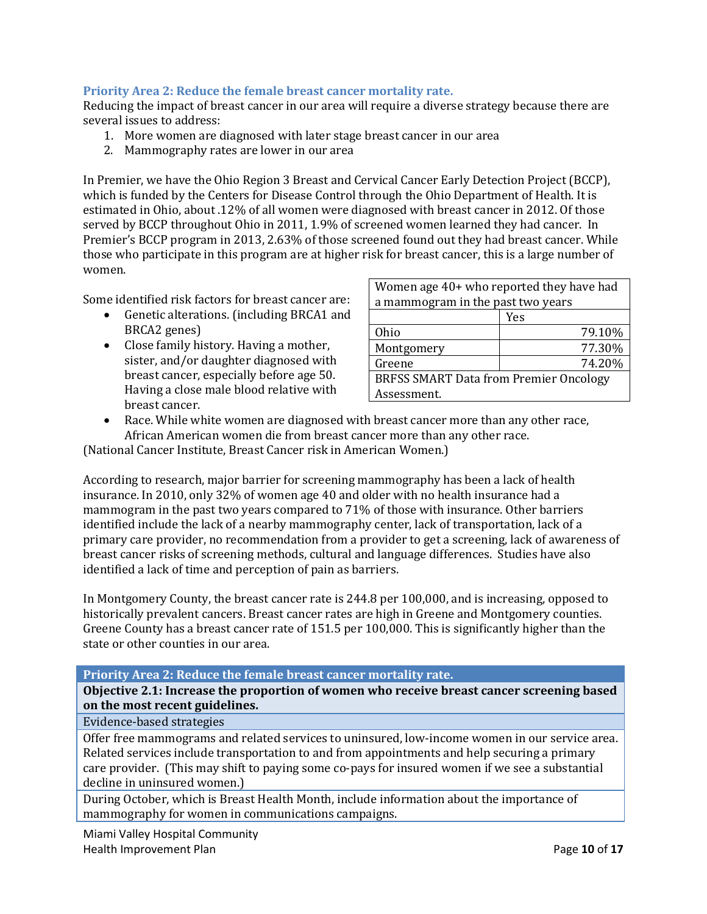### Priority Area 2: Reduce the female breast cancer mortality rate.

Reducing the impact of breast cancer in our area will require a diverse strategy because there are several issues to address:

1. More women are diagnosed with later stage breast cancer in our area
2. Mammography rates are lower in our area

In Premier, we have the Ohio Region 3 Breast and Cervical Cancer Early Detection Project (BCCP), which is funded by the Centers for Disease Control through the Ohio Department of Health. It is estimated in Ohio, about .12% of all women were diagnosed with breast cancer in 2012. Of those served by BCCP throughout Ohio in 2011, 1.9% of screened women learned they had cancer. In Premier's BCCP program in 2013, 2.63% of those screened found out they had breast cancer. While those who participate in this program are at higher risk for breast cancer, this is a large number of women.

Some identified risk factors for breast cancer are:

- Genetic alterations. (including BRCA1 and BRCA2 genes)
- Close family history. Having a mother, sister, and/or daughter diagnosed with breast cancer, especially before age 50. Having a close male blood relative with breast cancer.
- Race. While white women are diagnosed with breast cancer more than any other race, African American women die from breast cancer more than any other race.

(National Cancer Institute, Breast Cancer risk in American Women.)

| Women age 40+ who reported they have had a mammogram in the past two years | |
|---|---|
| | Yes |
| Ohio | 79.10% |
| Montgomery | 77.30% |
| Greene | 74.20% |
| BRFSS SMART Data from Premier Oncology Assessment. | |

According to research, major barrier for screening mammography has been a lack of health insurance. In 2010, only 32% of women age 40 and older with no health insurance had a mammogram in the past two years compared to 71% of those with insurance. Other barriers identified include the lack of a nearby mammography center, lack of transportation, lack of a primary care provider, no recommendation from a provider to get a screening, lack of awareness of breast cancer risks of screening methods, cultural and language differences. Studies have also identified a lack of time and perception of pain as barriers.

In Montgomery County, the breast cancer rate is 244.8 per 100,000, and is increasing, opposed to historically prevalent cancers. Breast cancer rates are high in Greene and Montgomery counties. Greene County has a breast cancer rate of 151.5 per 100,000. This is significantly higher than the state or other counties in our area.

| Priority Area 2: Reduce the female breast cancer mortality rate. |
|---|
| **Objective 2.1: Increase the proportion of women who receive breast cancer screening based on the most recent guidelines.** |
| Evidence-based strategies |
| Offer free mammograms and related services to uninsured, low-income women in our service area. Related services include transportation to and from appointments and help securing a primary care provider. (This may shift to paying some co-pays for insured women if we see a substantial decline in uninsured women.) |
| During October, which is Breast Health Month, include information about the importance of mammography for women in communications campaigns. |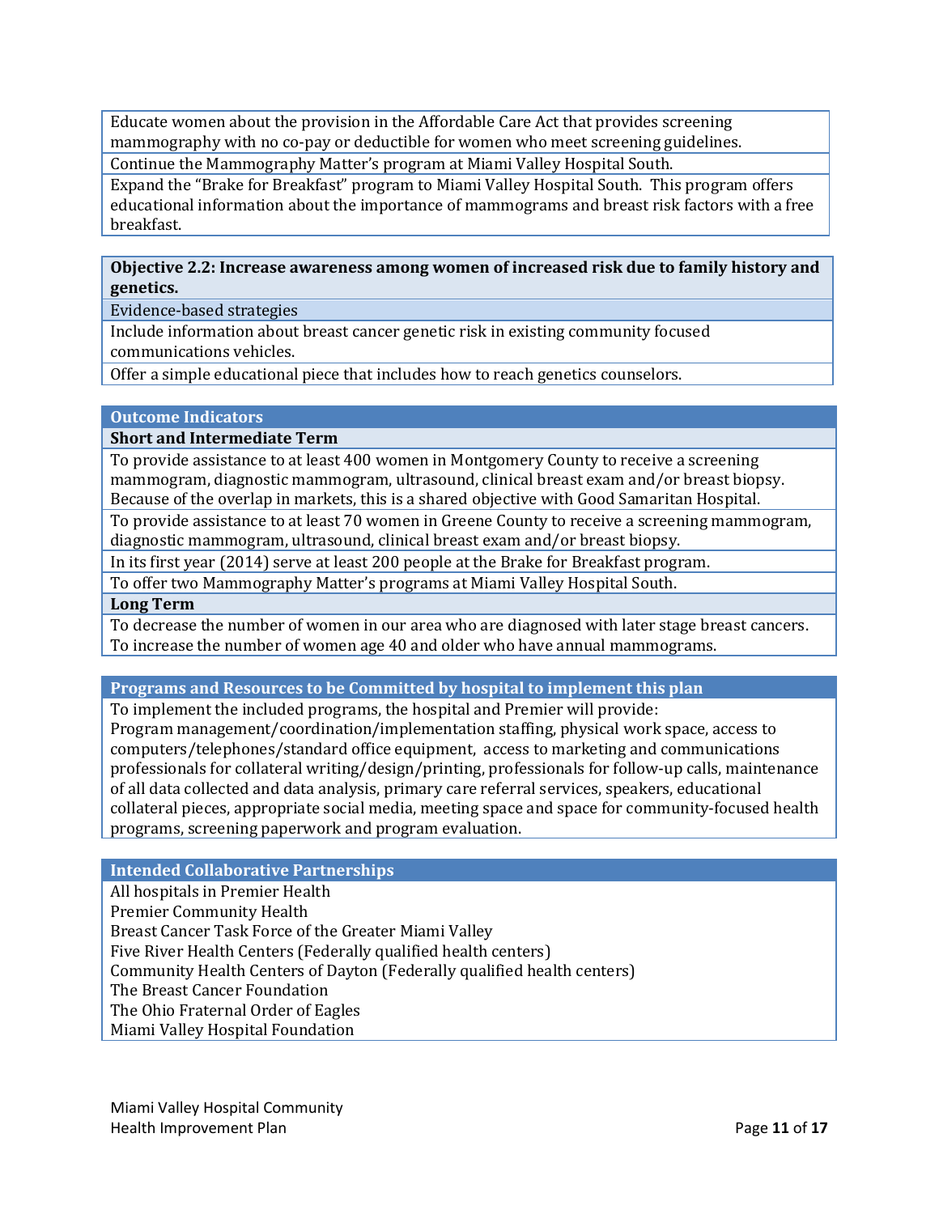| |
|---|
| Educate women about the provision in the Affordable Care Act that provides screening mammography with no co-pay or deductible for women who meet screening guidelines. |
| Continue the Mammography Matter's program at Miami Valley Hospital South. |
| Expand the "Brake for Breakfast" program to Miami Valley Hospital South. This program offers educational information about the importance of mammograms and breast risk factors with a free breakfast. |

| **Objective 2.2: Increase awareness among women of increased risk due to family history and genetics.** |
|---|
| Evidence-based strategies |
| Include information about breast cancer genetic risk in existing community focused communications vehicles. |
| Offer a simple educational piece that includes how to reach genetics counselors. |

| **Outcome Indicators** |
|---|
| **Short and Intermediate Term** |
| To provide assistance to at least 400 women in Montgomery County to receive a screening mammogram, diagnostic mammogram, ultrasound, clinical breast exam and/or breast biopsy. Because of the overlap in markets, this is a shared objective with Good Samaritan Hospital. |
| To provide assistance to at least 70 women in Greene County to receive a screening mammogram, diagnostic mammogram, ultrasound, clinical breast exam and/or breast biopsy. |
| In its first year (2014) serve at least 200 people at the Brake for Breakfast program. |
| To offer two Mammography Matter's programs at Miami Valley Hospital South. |
| **Long Term** |
| To decrease the number of women in our area who are diagnosed with later stage breast cancers. To increase the number of women age 40 and older who have annual mammograms. |

| **Programs and Resources to be Committed by hospital to implement this plan** |
|---|
| To implement the included programs, the hospital and Premier will provide: Program management/coordination/implementation staffing, physical work space, access to computers/telephones/standard office equipment, access to marketing and communications professionals for collateral writing/design/printing, professionals for follow-up calls, maintenance of all data collected and data analysis, primary care referral services, speakers, educational collateral pieces, appropriate social media, meeting space and space for community-focused health programs, screening paperwork and program evaluation. |

| **Intended Collaborative Partnerships** |
|---|
| All hospitals in Premier Health<br>Premier Community Health<br>Breast Cancer Task Force of the Greater Miami Valley<br>Five River Health Centers (Federally qualified health centers)<br>Community Health Centers of Dayton (Federally qualified health centers)<br>The Breast Cancer Foundation<br>The Ohio Fraternal Order of Eagles<br>Miami Valley Hospital Foundation |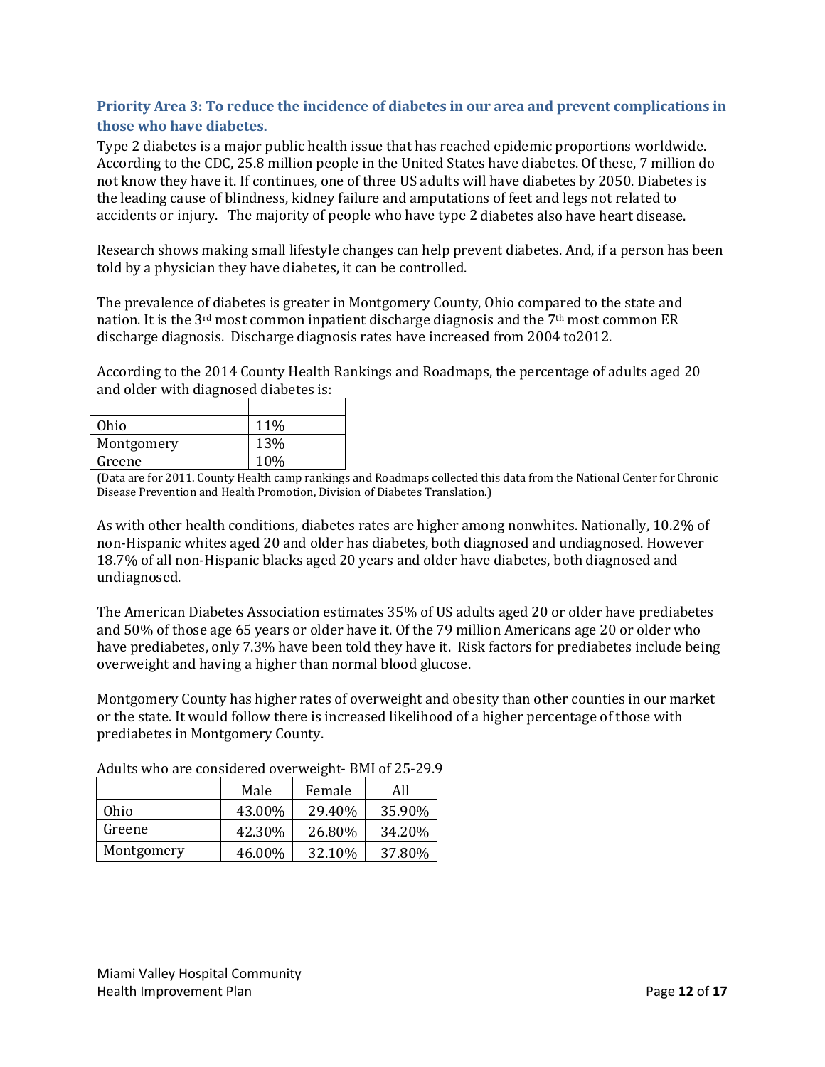### Priority Area 3: To reduce the incidence of diabetes in our area and prevent complications in those who have diabetes.

Type 2 diabetes is a major public health issue that has reached epidemic proportions worldwide. According to the CDC, 25.8 million people in the United States have diabetes. Of these, 7 million do not know they have it. If continues, one of three US adults will have diabetes by 2050. Diabetes is the leading cause of blindness, kidney failure and amputations of feet and legs not related to accidents or injury. The majority of people who have type 2 diabetes also have heart disease.

Research shows making small lifestyle changes can help prevent diabetes. And, if a person has been told by a physician they have diabetes, it can be controlled.

The prevalence of diabetes is greater in Montgomery County, Ohio compared to the state and nation. It is the 3rd most common inpatient discharge diagnosis and the 7th most common ER discharge diagnosis. Discharge diagnosis rates have increased from 2004 to2012.

According to the 2014 County Health Rankings and Roadmaps, the percentage of adults aged 20 and older with diagnosed diabetes is:

| | |
|---|---|
| Ohio | 11% |
| Montgomery | 13% |
| Greene | 10% |

(Data are for 2011. County Health camp rankings and Roadmaps collected this data from the National Center for Chronic Disease Prevention and Health Promotion, Division of Diabetes Translation.)

As with other health conditions, diabetes rates are higher among nonwhites. Nationally, 10.2% of non-Hispanic whites aged 20 and older has diabetes, both diagnosed and undiagnosed. However 18.7% of all non-Hispanic blacks aged 20 years and older have diabetes, both diagnosed and undiagnosed.

The American Diabetes Association estimates 35% of US adults aged 20 or older have prediabetes and 50% of those age 65 years or older have it. Of the 79 million Americans age 20 or older who have prediabetes, only 7.3% have been told they have it. Risk factors for prediabetes include being overweight and having a higher than normal blood glucose.

Montgomery County has higher rates of overweight and obesity than other counties in our market or the state. It would follow there is increased likelihood of a higher percentage of those with prediabetes in Montgomery County.

Adults who are considered overweight- BMI of 25-29.9

| | Male | Female | All |
|---|---|---|---|
| Ohio | 43.00% | 29.40% | 35.90% |
| Greene | 42.30% | 26.80% | 34.20% |
| Montgomery | 46.00% | 32.10% | 37.80% |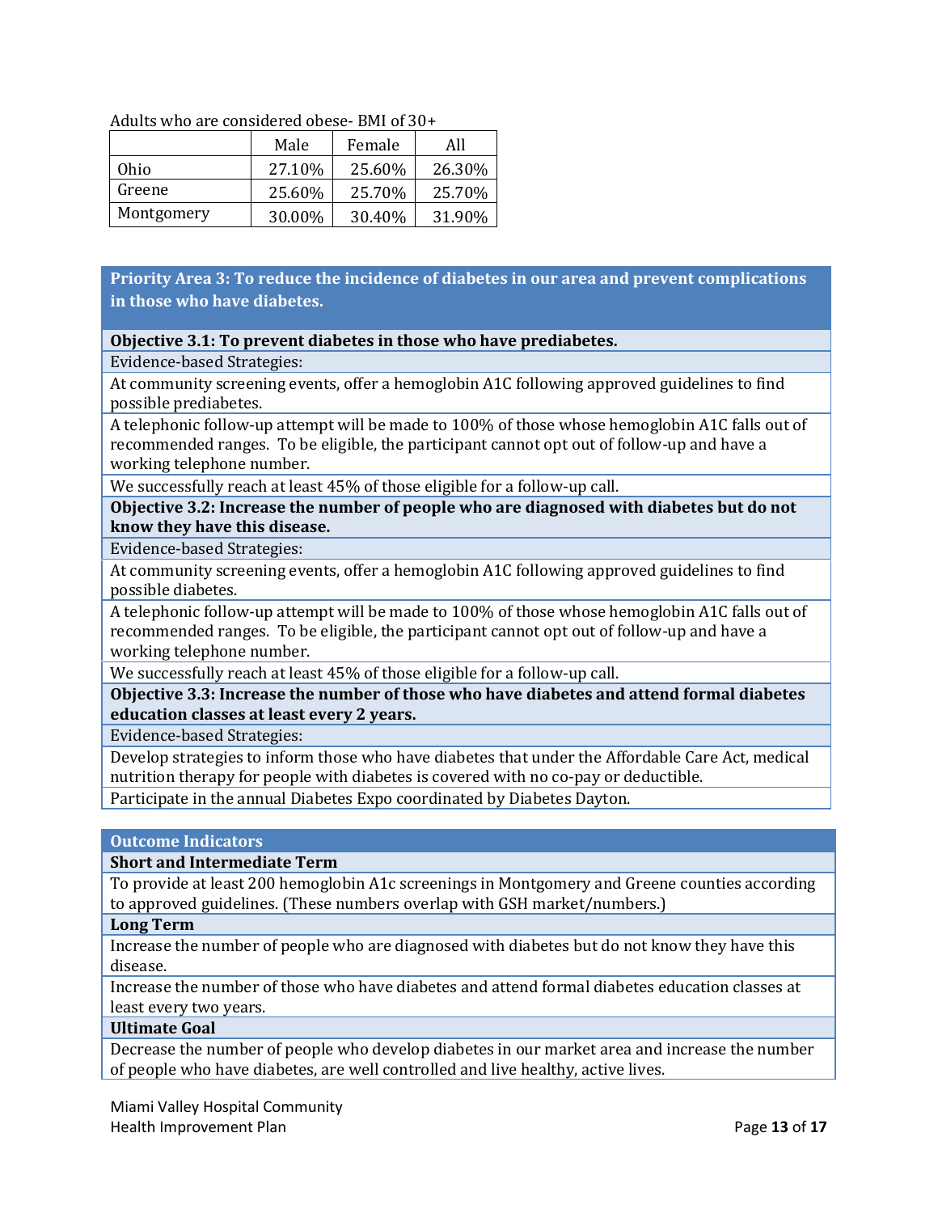Adults who are considered obese- BMI of 30+

| | Male | Female | All |
|---|---|---|---|
| Ohio | 27.10% | 25.60% | 26.30% |
| Greene | 25.60% | 25.70% | 25.70% |
| Montgomery | 30.00% | 30.40% | 31.90% |

## Priority Area 3: To reduce the incidence of diabetes in our area and prevent complications in those who have diabetes.

**Objective 3.1: To prevent diabetes in those who have prediabetes.**

Evidence-based Strategies:

At community screening events, offer a hemoglobin A1C following approved guidelines to find possible prediabetes.

A telephonic follow-up attempt will be made to 100% of those whose hemoglobin A1C falls out of recommended ranges. To be eligible, the participant cannot opt out of follow-up and have a working telephone number.

We successfully reach at least 45% of those eligible for a follow-up call.

**Objective 3.2: Increase the number of people who are diagnosed with diabetes but do not know they have this disease.**

Evidence-based Strategies:

At community screening events, offer a hemoglobin A1C following approved guidelines to find possible diabetes.

A telephonic follow-up attempt will be made to 100% of those whose hemoglobin A1C falls out of recommended ranges. To be eligible, the participant cannot opt out of follow-up and have a working telephone number.

We successfully reach at least 45% of those eligible for a follow-up call.

**Objective 3.3: Increase the number of those who have diabetes and attend formal diabetes education classes at least every 2 years.**

Evidence-based Strategies:

Develop strategies to inform those who have diabetes that under the Affordable Care Act, medical nutrition therapy for people with diabetes is covered with no co-pay or deductible.

Participate in the annual Diabetes Expo coordinated by Diabetes Dayton.

## Outcome Indicators

**Short and Intermediate Term**

To provide at least 200 hemoglobin A1c screenings in Montgomery and Greene counties according to approved guidelines. (These numbers overlap with GSH market/numbers.)

**Long Term**

Increase the number of people who are diagnosed with diabetes but do not know they have this disease.

Increase the number of those who have diabetes and attend formal diabetes education classes at least every two years.

**Ultimate Goal**

Decrease the number of people who develop diabetes in our market area and increase the number of people who have diabetes, are well controlled and live healthy, active lives.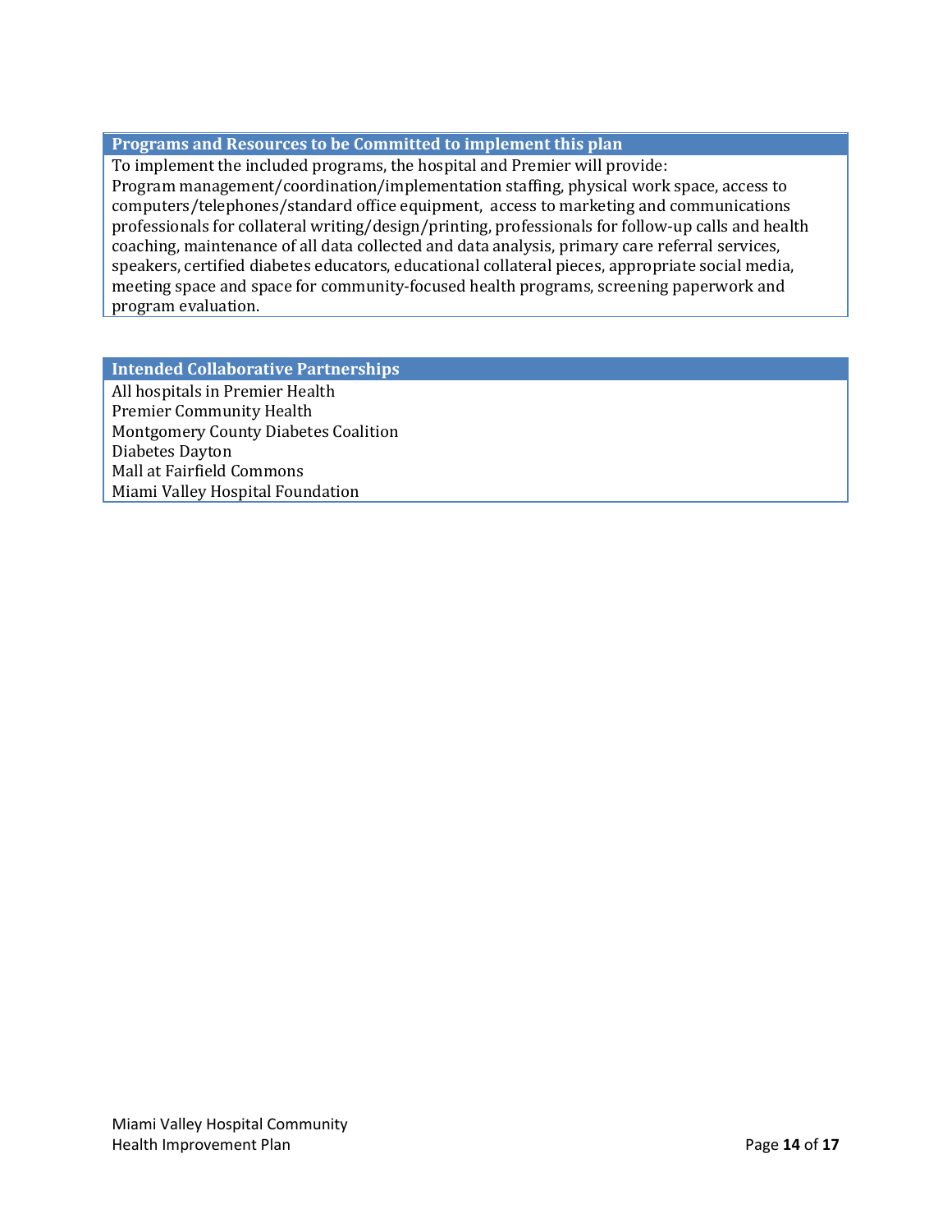## Programs and Resources to be Committed to implement this plan

To implement the included programs, the hospital and Premier will provide:
Program management/coordination/implementation staffing, physical work space, access to computers/telephones/standard office equipment, access to marketing and communications professionals for collateral writing/design/printing, professionals for follow-up calls and health coaching, maintenance of all data collected and data analysis, primary care referral services, speakers, certified diabetes educators, educational collateral pieces, appropriate social media, meeting space and space for community-focused health programs, screening paperwork and program evaluation.

## Intended Collaborative Partnerships

All hospitals in Premier Health
Premier Community Health
Montgomery County Diabetes Coalition
Diabetes Dayton
Mall at Fairfield Commons
Miami Valley Hospital Foundation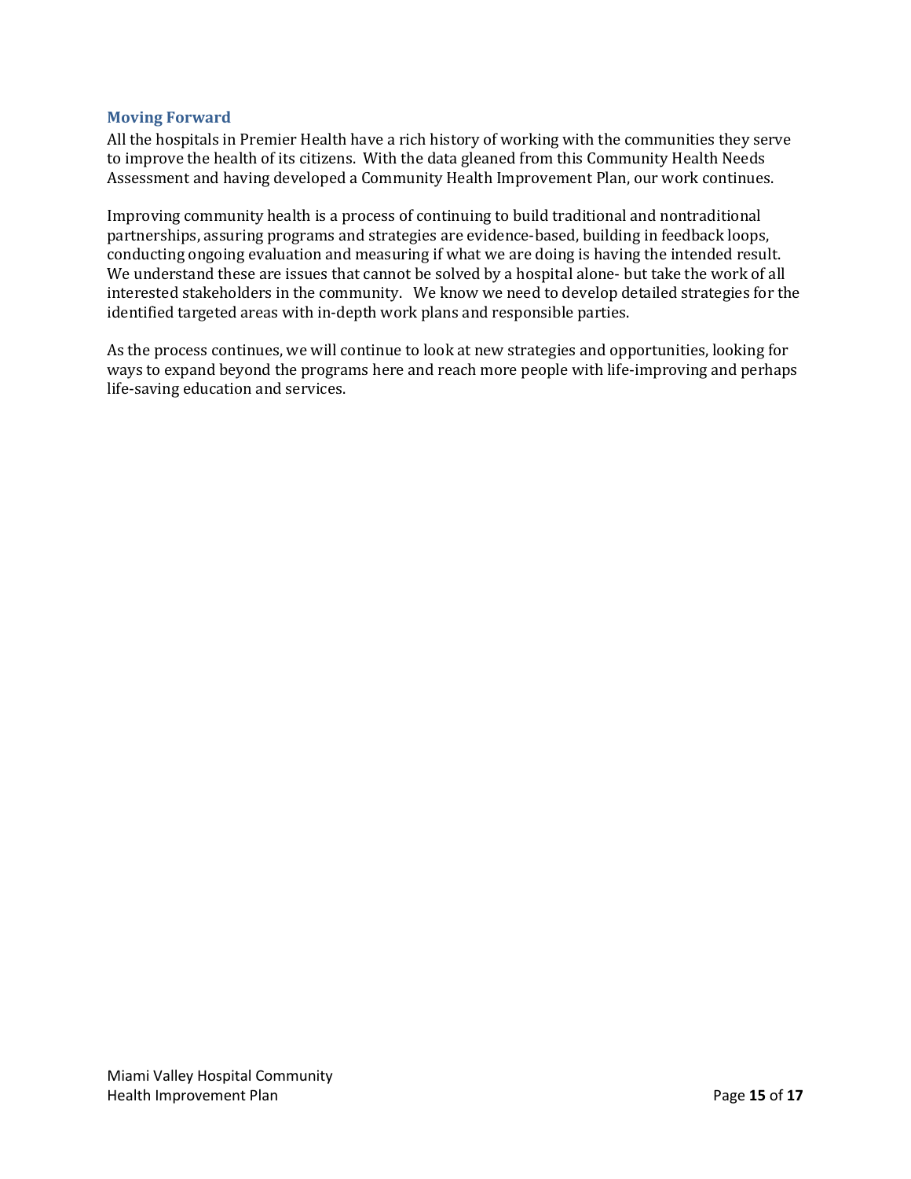## Moving Forward

All the hospitals in Premier Health have a rich history of working with the communities they serve to improve the health of its citizens. With the data gleaned from this Community Health Needs Assessment and having developed a Community Health Improvement Plan, our work continues.

Improving community health is a process of continuing to build traditional and nontraditional partnerships, assuring programs and strategies are evidence-based, building in feedback loops, conducting ongoing evaluation and measuring if what we are doing is having the intended result. We understand these are issues that cannot be solved by a hospital alone- but take the work of all interested stakeholders in the community. We know we need to develop detailed strategies for the identified targeted areas with in-depth work plans and responsible parties.

As the process continues, we will continue to look at new strategies and opportunities, looking for ways to expand beyond the programs here and reach more people with life-improving and perhaps life-saving education and services.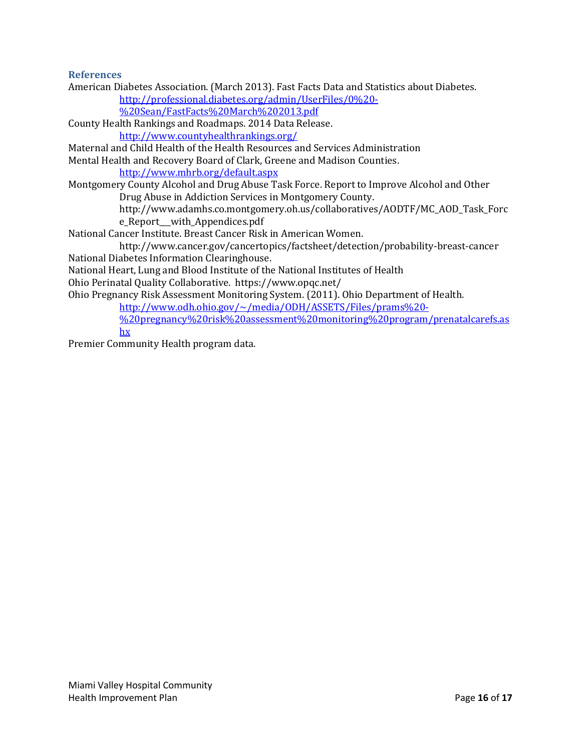### References

American Diabetes Association. (March 2013). Fast Facts Data and Statistics about Diabetes. http://professional.diabetes.org/admin/UserFiles/0%20-%20Sean/FastFacts%20March%202013.pdf

County Health Rankings and Roadmaps. 2014 Data Release. http://www.countyhealthrankings.org/

Maternal and Child Health of the Health Resources and Services Administration

Mental Health and Recovery Board of Clark, Greene and Madison Counties. http://www.mhrb.org/default.aspx

Montgomery County Alcohol and Drug Abuse Task Force. Report to Improve Alcohol and Other Drug Abuse in Addiction Services in Montgomery County. http://www.adamhs.co.montgomery.oh.us/collaboratives/AODTF/MC_AOD_Task_Force_Report___with_Appendices.pdf

National Cancer Institute. Breast Cancer Risk in American Women. http://www.cancer.gov/cancertopics/factsheet/detection/probability-breast-cancer

National Diabetes Information Clearinghouse.

National Heart, Lung and Blood Institute of the National Institutes of Health

Ohio Perinatal Quality Collaborative. https://www.opqc.net/

Ohio Pregnancy Risk Assessment Monitoring System. (2011). Ohio Department of Health. http://www.odh.ohio.gov/~/media/ODH/ASSETS/Files/prams%20-%20pregnancy%20risk%20assessment%20monitoring%20program/prenatalcarefs.ashx

Premier Community Health program data.